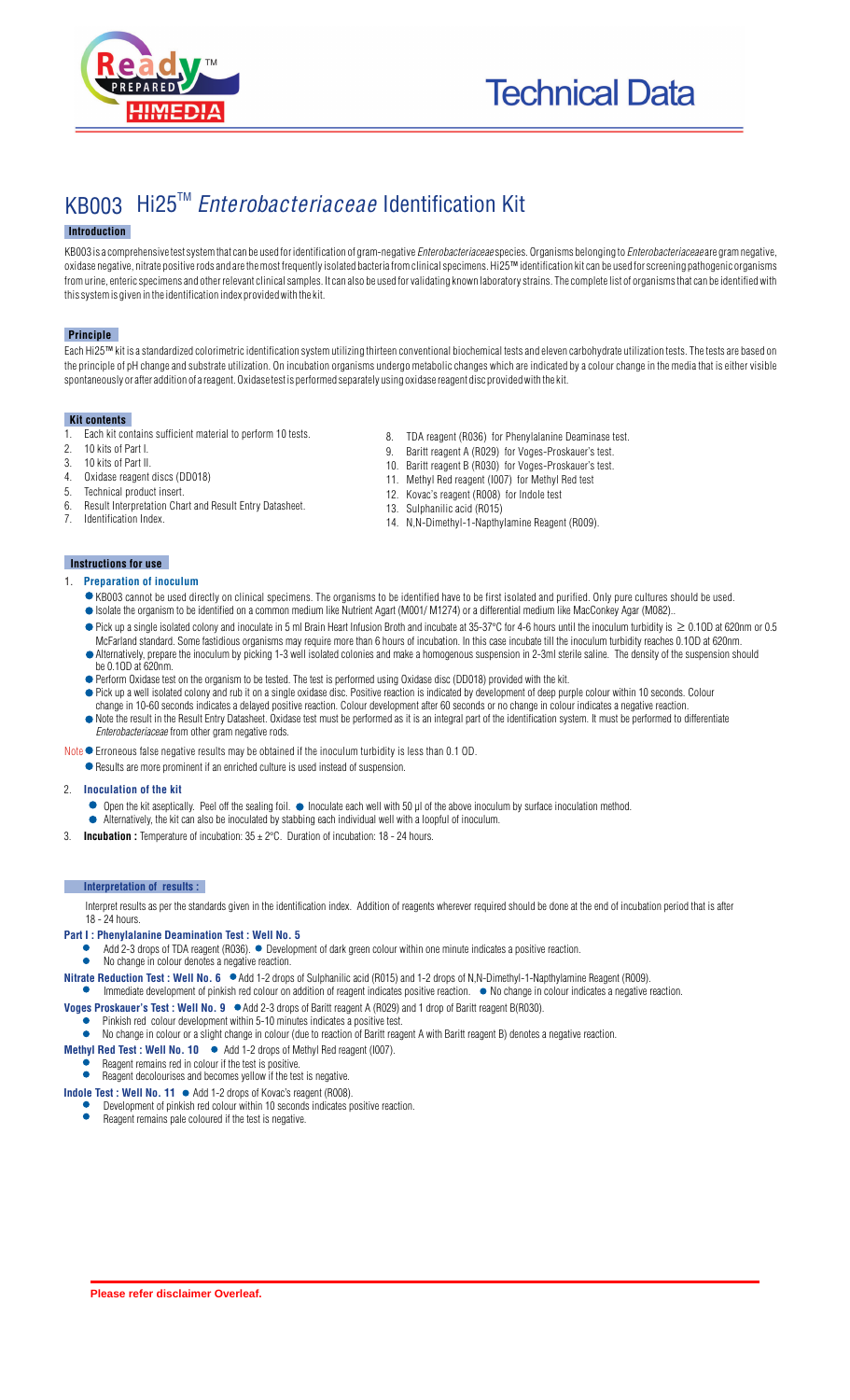Technical Data

# KB003 Hi25™ *Enterobacteriaceae* Identification Kit

## Introduction

KB003 is a comprehensive test system that can be used for identification of gram-negative *Enterobacteriaceae* species. Organisms belonging to *Enterobacteriaceae* are gram negative, oxidase negative, nitrate positive rods and are the most frequently isolated bacteria from clinical specimens. Hi25™ identification kit can be used for screening pathogenic organisms from urine, enteric specimens and other relevant clinical samples. It can also be used for validating known laboratory strains. The complete list of organisms that can be identified with this system is given in the identification index provided with the kit.

## Principle

Each Hi25™ kit is a standardized colorimetric identification system utilizing thirteen conventional biochemical tests and eleven carbohydrate utilization tests. The tests are based on the principle of pH change and substrate utilization. On incubation organisms undergo metabolic changes which are indicated by a colour change in the media that is either visible spontaneously or after addition of a reagent. Oxidase test is performed separately using oxidase reagent disc provided with the kit.

## Kit contents

1. Each kit contains sufficient material to perform 10 tests.
2. 10 kits of Part I.
3. 10 kits of Part II.
4. Oxidase reagent discs (DD018)
5. Technical product insert.
6. Result Interpretation Chart and Result Entry Datasheet.
7. Identification Index.
8. TDA reagent (R036) for Phenylalanine Deaminase test.
9. Baritt reagent A (R029) for Voges-Proskauer's test.
10. Baritt reagent B (R030) for Voges-Proskauer's test.
11. Methyl Red reagent (I007) for Methyl Red test
12. Kovac's reagent (R008) for Indole test
13. Sulphanilic acid (R015)
14. N,N-Dimethyl-1-Napthylamine Reagent (R009).

## Instructions for use

### 1. Preparation of inoculum

- KB003 cannot be used directly on clinical specimens. The organisms to be identified have to be first isolated and purified. Only pure cultures should be used.
- Isolate the organism to be identified on a common medium like Nutrient Agart (M001/ M1274) or a differential medium like MacConkey Agar (M082)..
- Pick up a single isolated colony and inoculate in 5 ml Brain Heart Infusion Broth and incubate at 35-37°C for 4-6 hours until the inoculum turbidity is ≥ 0.1OD at 620nm or 0.5 McFarland standard. Some fastidious organisms may require more than 6 hours of incubation. In this case incubate till the inoculum turbidity reaches 0.1OD at 620nm.
- Alternatively, prepare the inoculum by picking 1-3 well isolated colonies and make a homogenous suspension in 2-3ml sterile saline. The density of the suspension should be 0.1OD at 620nm.
- Perform Oxidase test on the organism to be tested. The test is performed using Oxidase disc (DD018) provided with the kit.
- Pick up a well isolated colony and rub it on a single oxidase disc. Positive reaction is indicated by development of deep purple colour within 10 seconds. Colour change in 10-60 seconds indicates a delayed positive reaction. Colour development after 60 seconds or no change in colour indicates a negative reaction.
- Note the result in the Result Entry Datasheet. Oxidase test must be performed as it is an integral part of the identification system. It must be performed to differentiate *Enterobacteriaceae* from other gram negative rods.

Note
- Erroneous false negative results may be obtained if the inoculum turbidity is less than 0.1 OD.
- Results are more prominent if an enriched culture is used instead of suspension.

### 2. Inoculation of the kit

- Open the kit aseptically. Peel off the sealing foil.
- Inoculate each well with 50 µl of the above inoculum by surface inoculation method.
- Alternatively, the kit can also be inoculated by stabbing each individual well with a loopful of inoculum.

### 3. Incubation

**Incubation :** Temperature of incubation: 35 ± 2°C. Duration of incubation: 18 - 24 hours.

## Interpretation of results :

Interpret results as per the standards given in the identification index. Addition of reagents wherever required should be done at the end of incubation period that is after 18 - 24 hours.

**Part I : Phenylalanine Deamination Test : Well No. 5**
- Add 2-3 drops of TDA reagent (R036).
- Development of dark green colour within one minute indicates a positive reaction.
- No change in colour denotes a negative reaction.

**Nitrate Reduction Test : Well No. 6**
- Add 1-2 drops of Sulphanilic acid (R015) and 1-2 drops of N,N-Dimethyl-1-Napthylamine Reagent (R009).
- Immediate development of pinkish red colour on addition of reagent indicates positive reaction.
- No change in colour indicates a negative reaction.

**Voges Proskauer's Test : Well No. 9**
- Add 2-3 drops of Baritt reagent A (R029) and 1 drop of Baritt reagent B(R030).
- Pinkish red colour development within 5-10 minutes indicates a positive test.
- No change in colour or a slight change in colour (due to reaction of Baritt reagent A with Baritt reagent B) denotes a negative reaction.

**Methyl Red Test : Well No. 10**
- Add 1-2 drops of Methyl Red reagent (I007).
- Reagent remains red in colour if the test is positive.
- Reagent decolourises and becomes yellow if the test is negative.

**Indole Test : Well No. 11**
- Add 1-2 drops of Kovac's reagent (R008).
- Development of pinkish red colour within 10 seconds indicates positive reaction.
- Reagent remains pale coloured if the test is negative.

**Please refer disclaimer Overleaf.**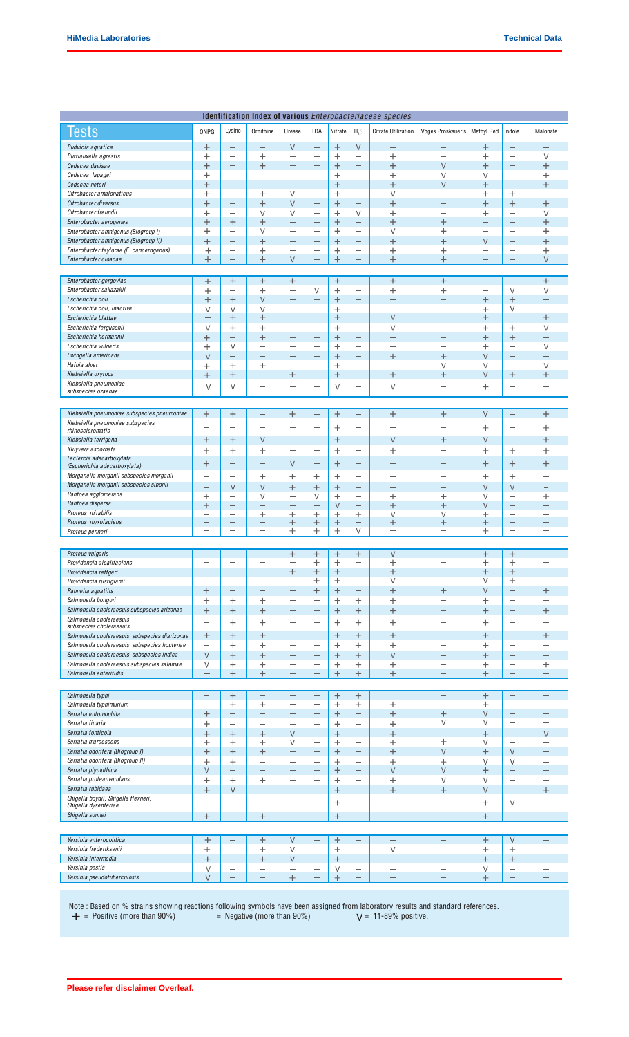**Identification Index of various *Enterobacteriaceae species***

| Tests | ONPG | Lysine | Ornithine | Urease | TDA | Nitrate | $H_2S$ | Citrate Utilization | Voges Proskauer's | Methyl Red | Indole | Malonate |
|---|---|---|---|---|---|---|---|---|---|---|---|---|
| *Budvicia aquatica* | + | – | – | V | – | + | V | – | – | + | – | – |
| *Buttiauxella agrestis* | + | – | + | – | – | + | – | + | – | + | – | V |
| *Cedecea davisae* | + | – | + | – | – | + | – | + | V | + | – | + |
| *Cedecea lapagei* | + | – | – | – | – | + | – | + | V | V | – | + |
| *Cedecea neteri* | + | – | – | – | – | + | – | + | V | + | – | + |
| *Citrobacter amalonaticus* | + | – | + | V | – | + | – | V | – | + | + | – |
| *Citrobacter diversus* | + | – | + | V | – | + | – | + | – | + | + | + |
| *Citrobacter freundii* | + | – | V | V | – | + | V | + | – | + | – | V |
| *Enterobacter aerogenes* | + | + | + | – | – | + | – | + | + | – | – | + |
| *Enterobacter amnigenus (Biogroup I)* | + | – | V | – | – | + | – | V | + | – | – | + |
| *Enterobacter amnigenus (Biogroup II)* | + | – | + | – | – | + | – | + | + | V | – | + |
| *Enterobacter taylorae (E. cancerogenus)* | + | – | + | – | – | + | – | + | + | – | – | + |
| *Enterobacter cloacae* | + | – | + | V | – | + | – | + | + | – | – | V |
| *Enterobacter gergoviae* | + | + | + | + | – | + | – | + | + | – | – | + |
| *Enterobacter sakazakii* | + | – | + | – | V | + | – | + | + | – | V | V |
| *Escherichia coli* | + | + | V | – | – | + | – | – | – | + | + | – |
| *Escherichia coli, inactive* | V | V | V | – | – | + | – | – | – | + | V | – |
| *Escherichia blattae* | – | + | + | – | – | + | – | V | – | + | – | + |
| *Escherichia fergusonii* | V | + | + | – | – | + | – | V | – | + | + | V |
| *Escherichia hermannii* | + | – | + | – | – | + | – | – | – | + | + | – |
| *Escherichia vulneris* | + | V | – | – | – | + | – | – | – | + | – | V |
| *Ewingella americana* | V | – | – | – | – | + | – | + | + | V | – | – |
| *Hafnia alvei* | + | + | + | – | – | + | – | – | V | V | – | V |
| *Klebsiella oxytoca* | + | + | – | + | – | + | – | + | + | V | + | + |
| *Klebsiella pneumoniae subspecies ozaenae* | V | V | – | – | – | V | – | V | – | + | – | – |
| *Klebsiella pneumoniae subspecies pneumoniae* | + | + | – | + | – | + | – | + | + | V | – | + |
| *Klebsiella pneumoniae subspecies rhinoscleromatis* | – | – | – | – | – | + | – | – | – | + | – | + |
| *Klebsiella terrigena* | + | + | V | – | – | + | – | V | + | V | – | + |
| *Kluyvera ascorbata* | + | + | + | – | – | + | – | + | – | + | + | + |
| *Leclercia adecarboxylata (Escherichia adecarboxylata)* | + | – | – | V | – | + | – | – | – | + | + | + |
| *Morganella morganii subspecies morganii* | – | – | + | + | + | + | – | – | – | + | + | – |
| *Morganella morganii subspecies sibonii* | – | V | V | + | + | + | – | – | – | V | V | – |
| *Pantoea agglomerans* | + | – | V | – | V | + | – | + | + | V | – | + |
| *Pantoea dispersa* | + | – | – | – | – | V | – | + | + | V | – | – |
| *Proteus mirabilis* | – | – | + | + | + | + | + | V | V | + | – | – |
| *Proteus myxofaciens* | – | – | – | + | + | + | – | + | + | + | – | – |
| *Proteus penneri* | – | – | – | + | + | + | V | – | – | + | – | – |
| *Proteus vulgaris* | – | – | – | + | + | + | + | V | – | + | + | – |
| *Providencia alcalifaciens* | – | – | – | – | + | + | – | + | – | + | + | – |
| *Providencia rettgeri* | – | – | – | + | + | + | – | + | – | + | + | – |
| *Providencia rustigianii* | – | – | – | – | + | + | – | V | – | V | + | – |
| *Rahnella aquatilis* | + | – | – | – | + | + | – | + | + | V | – | + |
| *Salmonella bongori* | + | + | + | – | – | + | + | + | – | + | – | – |
| *Salmonella choleraesuis subspecies arizonae* | + | + | + | – | – | + | + | + | – | + | – | + |
| *Salmonella choleraesuis subspecies choleraesuis* | – | + | + | – | – | + | + | + | – | + | – | – |
| *Salmonella choleraesuis subspecies diarizonae* | + | + | + | – | – | + | + | + | – | + | – | + |
| *Salmonella choleraesuis subspecies houtenae* | – | + | + | – | – | + | + | + | – | + | – | – |
| *Salmonella choleraesuis subspecies indica* | V | + | + | – | – | + | + | V | – | + | – | – |
| *Salmonella choleraesuis subspecies salamae* | V | + | + | – | – | + | + | + | – | + | – | + |
| *Salmonella enteritidis* | – | + | + | – | – | + | + | + | – | + | – | – |
| *Salmonella typhi* | – | + | – | – | – | + | + | – | – | + | – | – |
| *Salmonella typhimurium* | – | + | + | – | – | + | + | + | – | + | – | – |
| *Serratia entomophila* | + | – | – | – | – | + | – | + | + | V | – | – |
| *Serratia ficaria* | + | – | – | – | – | + | – | + | V | V | – | – |
| *Serratia fonticola* | + | + | + | V | – | + | – | + | – | + | – | V |
| *Serratia marcescens* | + | + | + | V | – | + | – | + | + | V | – | – |
| *Serratia odorifera (Biogroup I)* | + | + | + | – | – | + | – | + | V | + | V | – |
| *Serratia odorifera (Biogroup II)* | + | + | – | – | – | + | – | + | + | V | V | – |
| *Serratia plymuthica* | V | – | – | – | – | + | – | V | V | + | – | – |
| *Serratia proteamaculans* | + | + | + | – | – | + | – | + | V | V | – | – |
| *Serratia rubidaea* | + | V | – | – | – | + | – | + | + | V | – | + |
| *Shigella boydii, Shigella flexneri, Shigella dysenteriae* | – | – | – | – | – | + | – | – | – | + | V | – |
| *Shigella sonnei* | + | – | + | – | – | + | – | – | – | + | – | – |
| *Yersinia enterocolitica* | + | – | + | V | – | + | – | – | – | + | V | – |
| *Yersinia frederiksenii* | + | – | + | V | – | + | – | V | – | + | + | – |
| *Yersinia intermedia* | + | – | + | V | – | + | – | – | – | + | + | – |
| *Yersinia pestis* | V | – | – | – | – | V | – | – | – | V | – | – |
| *Yersinia pseudotuberculosis* | V | – | – | + | – | + | – | – | – | + | – | – |

Note : Based on % strains showing reactions following symbols have been assigned from laboratory results and standard references.
+ = Positive (more than 90%)   – = Negative (more than 90%)   V = 11-89% positive.

**Please refer disclaimer Overleaf.**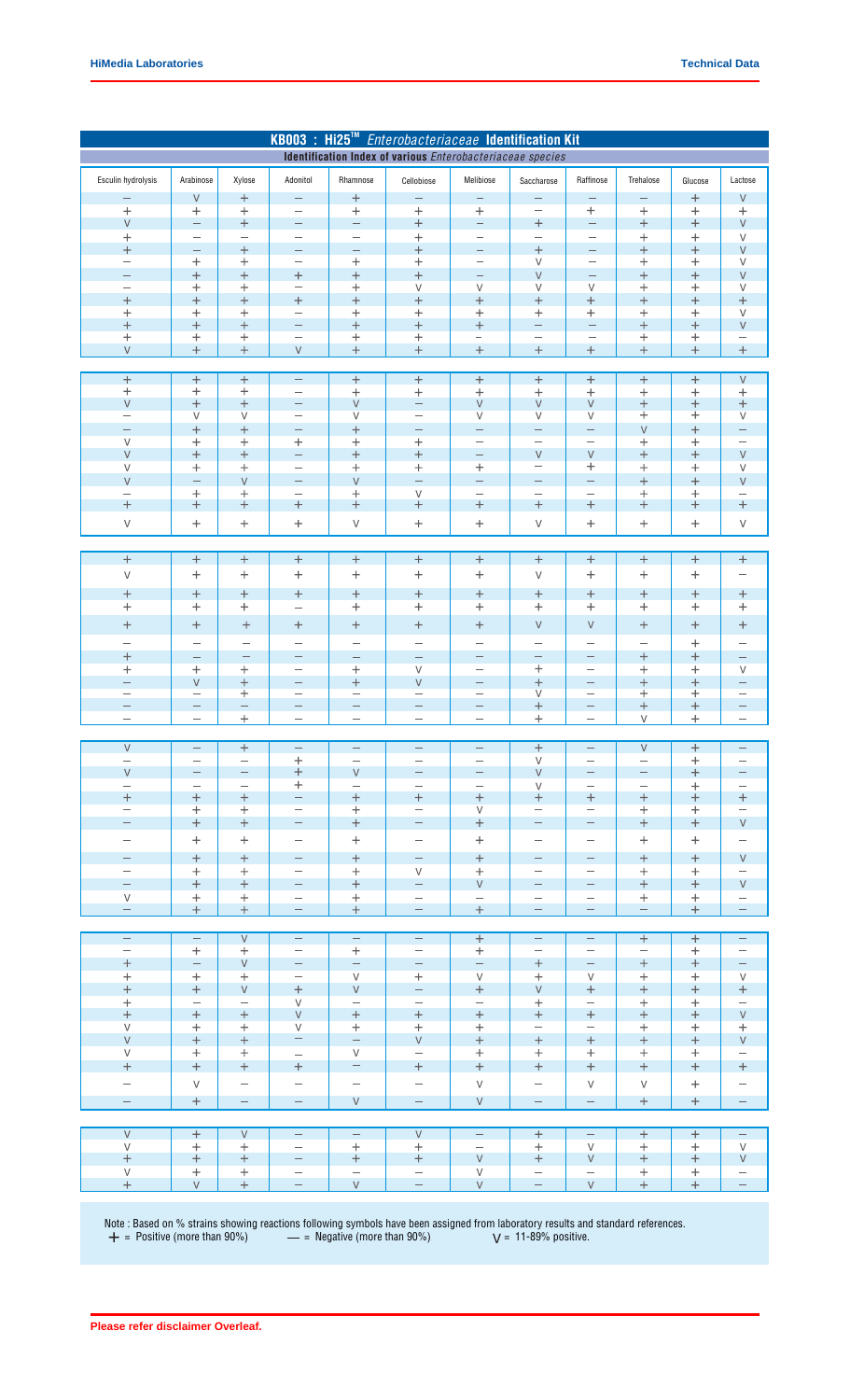## KB003 : Hi25™ *Enterobacteriaceae* Identification Kit

### Identification Index of various *Enterobacteriaceae* species

| Esculin hydrolysis | Arabinose | Xylose | Adonitol | Rhamnose | Cellobiose | Melibiose | Saccharose | Raffinose | Trehalose | Glucose | Lactose |
|---|---|---|---|---|---|---|---|---|---|---|---|
| – | V | + | – | + | – | – | – | – | – | + | V |
| + | + | + | – | + | + | + | – | + | + | + | + |
| V | – | + | – | – | + | – | + | – | + | + | V |
| + | – | – | – | – | + | – | – | – | + | + | V |
| + | – | + | – | – | + | – | + | – | + | + | V |
| – | + | + | – | + | + | – | V | – | + | + | V |
| – | + | + | + | + | + | – | V | – | + | + | V |
| – | + | + | – | + | V | V | V | V | + | + | V |
| + | + | + | + | + | + | + | + | + | + | + | + |
| + | + | + | – | + | + | + | + | + | + | + | V |
| + | + | + | – | + | + | + | – | – | + | + | V |
| + | + | + | – | + | + | – | – | – | + | + | – |
| V | + | + | V | + | + | + | + | + | + | + | + |
| + | + | + | – | + | + | + | + | + | + | + | V |
| + | + | + | – | + | + | + | + | + | + | + | + |
| V | + | + | – | V | – | V | V | V | + | + | + |
| – | V | V | – | V | – | V | V | V | + | + | V |
| – | + | + | – | + | – | – | – | – | V | + | – |
| V | + | + | + | + | + | – | – | – | + | + | – |
| V | + | + | – | + | + | – | V | V | + | + | V |
| V | + | + | – | + | + | + | – | + | + | + | V |
| V | – | V | – | V | – | – | – | – | + | + | V |
| – | + | + | – | + | V | – | – | – | + | + | – |
| + | + | + | + | + | + | + | + | + | + | + | + |
| V | + | + | + | V | + | + | V | + | + | + | V |
| + | + | + | + | + | + | + | + | + | + | + | + |
| V | + | + | + | + | + | + | V | + | + | + | – |
| + | + | + | + | + | + | + | + | + | + | + | + |
| + | + | + | – | + | + | + | + | + | + | + | + |
| + | + | + | + | + | + | + | V | V | + | + | + |
| – | – | – | – | – | – | – | – | – | – | + | – |
| + | – | – | – | – | – | – | – | – | + | + | – |
| + | + | + | – | + | V | – | + | – | + | + | V |
| – | V | + | – | + | V | – | + | – | + | + | – |
| – | – | + | – | – | – | – | V | – | + | + | – |
| – | – | – | – | – | – | – | + | – | + | + | – |
| – | – | + | – | – | – | – | + | – | V | + | – |
| V | – | + | – | – | – | – | + | – | V | + | – |
| – | – | – | + | – | – | – | V | – | – | + | – |
| V | – | – | + | V | – | – | V | – | – | + | – |
| – | – | – | + | – | – | – | V | – | – | + | – |
| + | + | + | – | + | + | + | + | + | + | + | + |
| – | + | + | – | + | – | V | – | – | + | + | – |
| – | + | + | – | + | – | + | – | – | + | + | V |
| – | + | + | – | + | – | + | – | – | + | + | – |
| – | + | + | – | + | – | + | – | – | + | + | V |
| – | + | + | – | + | V | + | – | – | + | + | – |
| – | + | + | – | + | – | V | – | – | + | + | V |
| V | + | + | – | + | – | – | – | – | + | + | – |
| – | + | + | – | + | – | + | – | – | – | + | – |
| – | – | V | – | – | – | + | – | – | + | + | – |
| – | + | + | – | + | – | + | – | – | – | + | – |
| + | – | V | – | – | – | – | + | – | + | + | – |
| + | + | + | – | V | + | V | + | V | + | + | V |
| + | + | V | + | V | – | + | V | + | + | + | + |
| + | – | – | V | – | – | – | + | – | + | + | – |
| + | + | + | V | + | + | + | + | + | + | + | V |
| V | + | + | V | + | + | + | – | – | + | + | + |
| V | + | + | – | – | V | + | + | + | + | + | V |
| V | + | + | – | V | – | + | + | + | + | + | – |
| + | + | + | + | – | + | + | + | + | + | + | + |
| – | V | – | – | – | – | V | – | V | V | + | – |
| – | + | – | – | V | – | V | – | – | + | + | – |
| V | + | V | – | – | V | – | + | – | + | + | – |
| V | + | + | – | + | + | – | + | V | + | + | V |
| + | + | + | – | + | + | V | + | V | + | + | V |
| V | + | + | – | – | – | V | – | – | + | + | – |
| + | V | + | – | V | – | V | – | V | + | + | – |

Note : Based on % strains showing reactions following symbols have been assigned from laboratory results and standard references.
+ = Positive (more than 90%) — = Negative (more than 90%) V = 11-89% positive.

**Please refer disclaimer Overleaf.**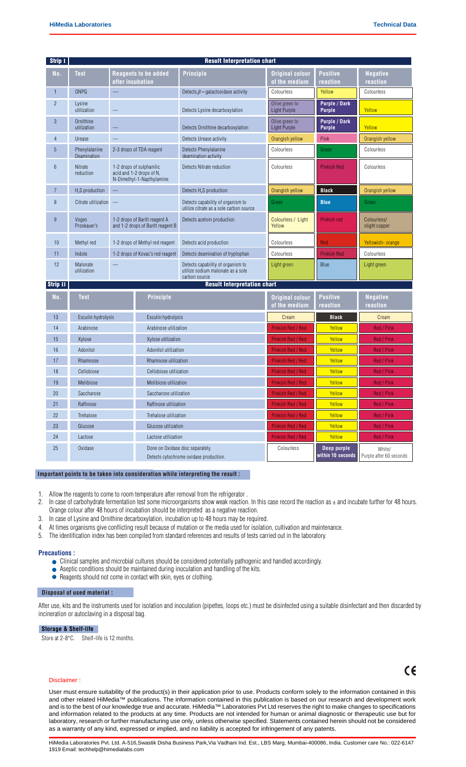| Strip I | Result Interpretation chart | | | | | |
|---|---|---|---|---|---|---|
| **No.** | **Test** | **Reagents to be added after incubation** | **Principle** | **Original colour of the medium** | **Positive reaction** | **Negative reaction** |
| 1 | ONPG | — | Detects $\beta$ – galactosidase activity | Colourless | Yellow | Colourless |
| 2 | Lysine utilization | — | Detects Lysine decarboxylation | Olive green to Light Purple | Purple / Dark Purple | Yellow |
| 3 | Ornithine utilization | — | Detects Ornithine decarboxylation | Olive green to Light Purple | Purple / Dark Purple | Yellow |
| 4 | Urease | — | Detects Urease activity | Orangish yellow | Pink | Orangish yellow |
| 5 | Phenylalanine Deamination | 2-3 drops of TDA reagent | Detects Phenylalanine deamination activity | Colourless | Green | Colourless |
| 6 | Nitrate reduction | 1-2 drops of sulphanilic acid and 1-2 drops of N, N-Dimethyl-1-Napthylamine | Detects Nitrate reduction | Colourless | Pinkish Red | Colourless |
| 7 | $H_2S$ production | — | Detects $H_2S$ production | Orangish yellow | Black | Orangish yellow |
| 8 | Citrate utilization | — | Detects capability of organism to utilize citrate as a sole carbon source | Green | Blue | Green |
| 9 | Voges Proskauer's | 1-2 drops of Baritt reagent A and 1-2 drops of Baritt reagent B | Detects acetoin production | Colourless / Light Yellow | Pinkish red | Colourless/ slight copper |
| 10 | Methyl red | 1-2 drops of Methyl red reagent | Detects acid production | Colourless | Red | Yellowish- orange |
| 11 | Indole | 1-2 drops of Kovac's red reagent | Detects deamination of tryptophan | Colourless | Pinkish Red | Colourless |
| 12 | Malonate utilization | — | Detects capability of organism to utilize sodium malonate as a sole carbon source | Light green | Blue | Light green |

| Strip II | Result Interpretation chart | | | | |
|---|---|---|---|---|---|
| **No.** | **Test** | **Principle** | **Original colour of the medium** | **Positive reaction** | **Negative reaction** |
| 13 | Esculin hydrolysis | Esculin hydrolysis | Cream | Black | Cream |
| 14 | Arabinose | Arabinose utilization | Pinkish Red / Red | Yellow | Red / Pink |
| 15 | Xylose | Xylose utilization | Pinkish Red / Red | Yellow | Red / Pink |
| 16 | Adonitol | Adonitol utilization | Pinkish Red / Red | Yellow | Red / Pink |
| 17 | Rhamnose | Rhamnose utilization | Pinkish Red / Red | Yellow | Red / Pink |
| 18 | Cellobiose | Cellobiose utilization | Pinkish Red / Red | Yellow | Red / Pink |
| 19 | Melibiose | Melibiose utilization | Pinkish Red / Red | Yellow | Red / Pink |
| 20 | Saccharose | Saccharose utilization | Pinkish Red / Red | Yellow | Red / Pink |
| 21 | Raffinose | Raffinose utilization | Pinkish Red / Red | Yellow | Red / Pink |
| 22 | Trehalose | Trehalose utilization | Pinkish Red / Red | Yellow | Red / Pink |
| 23 | Glucose | Glucose utilization | Pinkish Red / Red | Yellow | Red / Pink |
| 24 | Lactose | Lactose utilization | Pinkish Red / Red | Yellow | Red / Pink |
| 25 | Oxidase | Done on Oxidase disc separately. Detects cytochrome oxidase production. | Colourless | Deep purple within 10 seconds | White/ Purple after 60 seconds |

## Important points to be taken into consideration while interpreting the result :

1. Allow the reagents to come to room temperature after removal from the refrigerator .
2. In case of carbohydrate fermentation test some microorganisms show weak reaction. In this case record the reaction as ± and incubate further for 48 hours. Orange colour after 48 hours of incubation should be interpreted as a negative reaction.
3. In case of Lysine and Ornithine decarboxylation, incubation up to 48 hours may be required.
4. At times organisms give conflicting result because of mutation or the media used for isolation, cultivation and maintenance.
5. The identification index has been compiled from standard references and results of tests carried out in the laboratory.

## Precautions :

- Clinical samples and microbial cultures should be considered potentially pathogenic and handled accordingly.
- Aseptic conditions should be maintained during inoculation and handling of the kits.
- Reagents should not come in contact with skin, eyes or clothing.

## Disposal of used material :

After use, kits and the instruments used for isolation and inoculation (pipettes, loops etc.) must be disinfected using a suitable disinfectant and then discarded by incineration or autoclaving in a disposal bag.

## Storage & Shelf-life

Store at 2-8°C. Shelf-life is 12 months.

CE

Disclaimer :

User must ensure suitability of the product(s) in their application prior to use. Products conform solely to the information contained in this and other related HiMedia™ publications. The information contained in this publication is based on our research and development work and is to the best of our knowledge true and accurate. HiMedia™ Laboratories Pvt Ltd reserves the right to make changes to specifications and information related to the products at any time. Products are not intended for human or animal diagnostic or therapeutic use but for laboratory, research or further manufacturing use only, unless otherwise specified. Statements contained herein should not be considered as a warranty of any kind, expressed or implied, and no liability is accepted for infringement of any patents.

HiMedia Laboratories Pvt. Ltd. A-516,Swastik Disha Business Park,Via Vadhani Ind. Est., LBS Marg, Mumbai-400086, India. Customer care No.: 022-6147 1919 Email: techhelp@himedialabs.com